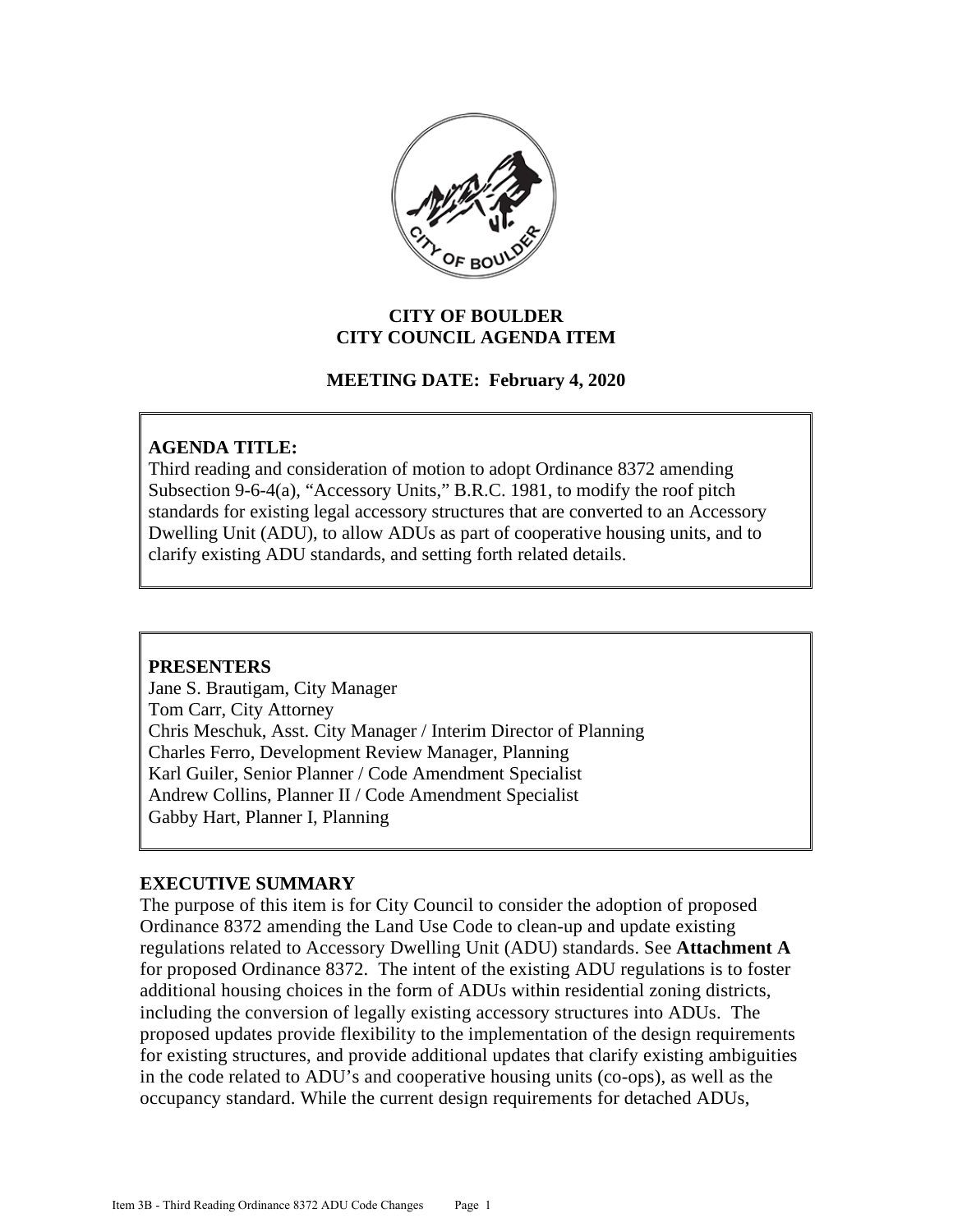**CITY OF BOULDER**
**CITY COUNCIL AGENDA ITEM**

**MEETING DATE: February 4, 2020**

**AGENDA TITLE:**
Third reading and consideration of motion to adopt Ordinance 8372 amending Subsection 9-6-4(a), "Accessory Units," B.R.C. 1981, to modify the roof pitch standards for existing legal accessory structures that are converted to an Accessory Dwelling Unit (ADU), to allow ADUs as part of cooperative housing units, and to clarify existing ADU standards, and setting forth related details.

**PRESENTERS**
Jane S. Brautigam, City Manager
Tom Carr, City Attorney
Chris Meschuk, Asst. City Manager / Interim Director of Planning
Charles Ferro, Development Review Manager, Planning
Karl Guiler, Senior Planner / Code Amendment Specialist
Andrew Collins, Planner II / Code Amendment Specialist
Gabby Hart, Planner I, Planning

**EXECUTIVE SUMMARY**
The purpose of this item is for City Council to consider the adoption of proposed Ordinance 8372 amending the Land Use Code to clean-up and update existing regulations related to Accessory Dwelling Unit (ADU) standards. See **Attachment A** for proposed Ordinance 8372. The intent of the existing ADU regulations is to foster additional housing choices in the form of ADUs within residential zoning districts, including the conversion of legally existing accessory structures into ADUs. The proposed updates provide flexibility to the implementation of the design requirements for existing structures, and provide additional updates that clarify existing ambiguities in the code related to ADU's and cooperative housing units (co-ops), as well as the occupancy standard. While the current design requirements for detached ADUs,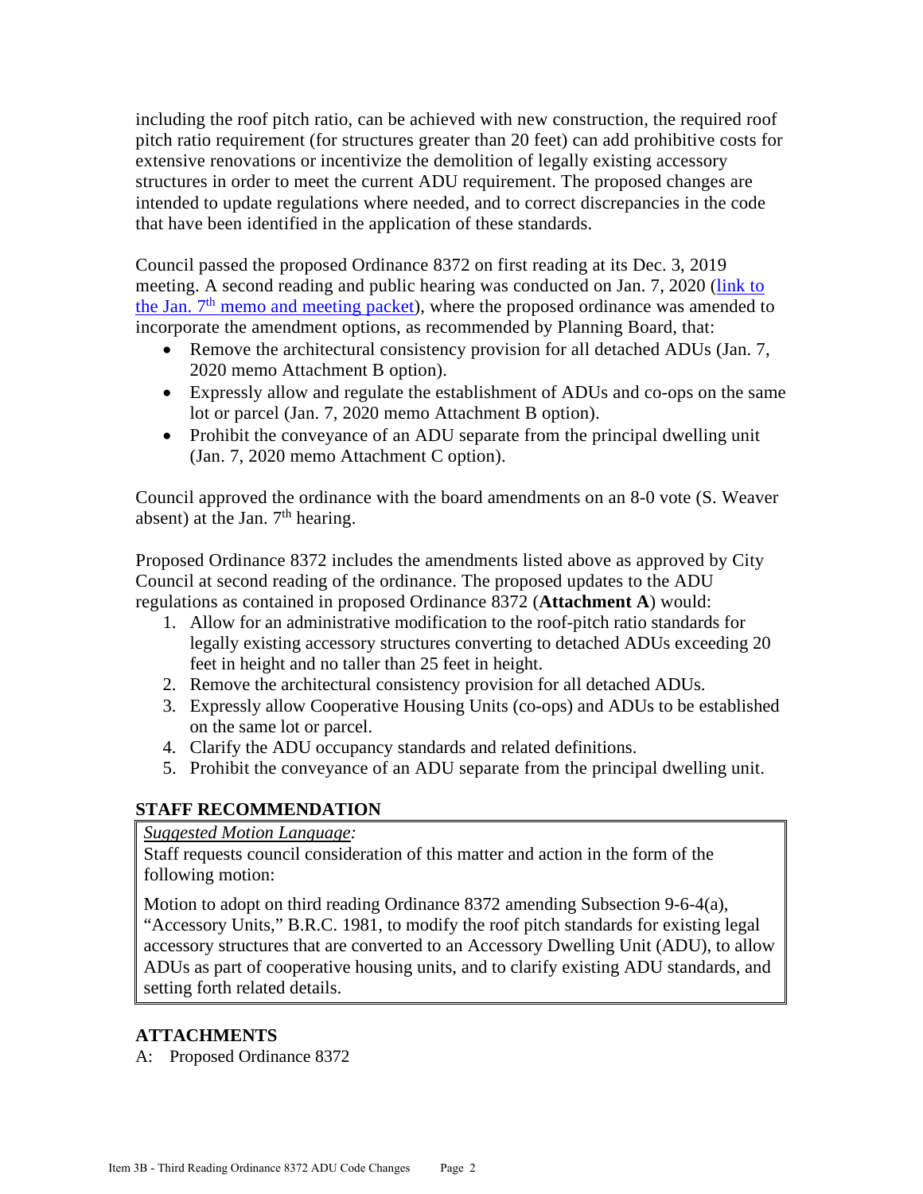including the roof pitch ratio, can be achieved with new construction, the required roof pitch ratio requirement (for structures greater than 20 feet) can add prohibitive costs for extensive renovations or incentivize the demolition of legally existing accessory structures in order to meet the current ADU requirement. The proposed changes are intended to update regulations where needed, and to correct discrepancies in the code that have been identified in the application of these standards.

Council passed the proposed Ordinance 8372 on first reading at its Dec. 3, 2019 meeting. A second reading and public hearing was conducted on Jan. 7, 2020 (link to the Jan. 7th memo and meeting packet), where the proposed ordinance was amended to incorporate the amendment options, as recommended by Planning Board, that:

- Remove the architectural consistency provision for all detached ADUs (Jan. 7, 2020 memo Attachment B option).
- Expressly allow and regulate the establishment of ADUs and co-ops on the same lot or parcel (Jan. 7, 2020 memo Attachment B option).
- Prohibit the conveyance of an ADU separate from the principal dwelling unit (Jan. 7, 2020 memo Attachment C option).

Council approved the ordinance with the board amendments on an 8-0 vote (S. Weaver absent) at the Jan. 7th hearing.

Proposed Ordinance 8372 includes the amendments listed above as approved by City Council at second reading of the ordinance. The proposed updates to the ADU regulations as contained in proposed Ordinance 8372 (**Attachment A**) would:

1. Allow for an administrative modification to the roof-pitch ratio standards for legally existing accessory structures converting to detached ADUs exceeding 20 feet in height and no taller than 25 feet in height.
2. Remove the architectural consistency provision for all detached ADUs.
3. Expressly allow Cooperative Housing Units (co-ops) and ADUs to be established on the same lot or parcel.
4. Clarify the ADU occupancy standards and related definitions.
5. Prohibit the conveyance of an ADU separate from the principal dwelling unit.

## STAFF RECOMMENDATION

*Suggested Motion Language:*

Staff requests council consideration of this matter and action in the form of the following motion:

Motion to adopt on third reading Ordinance 8372 amending Subsection 9-6-4(a), "Accessory Units," B.R.C. 1981, to modify the roof pitch standards for existing legal accessory structures that are converted to an Accessory Dwelling Unit (ADU), to allow ADUs as part of cooperative housing units, and to clarify existing ADU standards, and setting forth related details.

## ATTACHMENTS

A: Proposed Ordinance 8372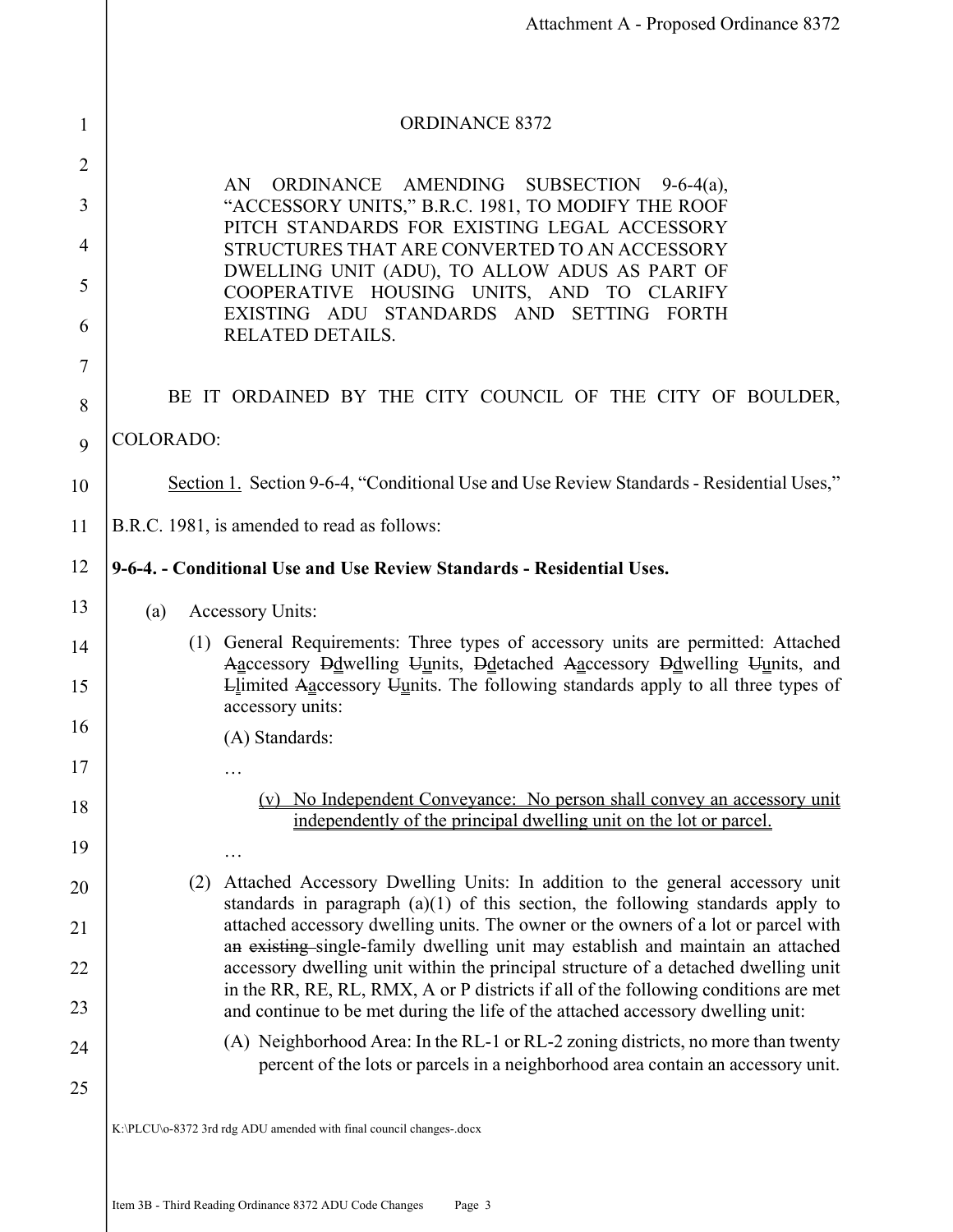ORDINANCE 8372

AN ORDINANCE AMENDING SUBSECTION 9-6-4(a), "ACCESSORY UNITS," B.R.C. 1981, TO MODIFY THE ROOF PITCH STANDARDS FOR EXISTING LEGAL ACCESSORY STRUCTURES THAT ARE CONVERTED TO AN ACCESSORY DWELLING UNIT (ADU), TO ALLOW ADUS AS PART OF COOPERATIVE HOUSING UNITS, AND TO CLARIFY EXISTING ADU STANDARDS AND SETTING FORTH RELATED DETAILS.

BE IT ORDAINED BY THE CITY COUNCIL OF THE CITY OF BOULDER, COLORADO:

<u>Section 1.</u> Section 9-6-4, "Conditional Use and Use Review Standards - Residential Uses," B.R.C. 1981, is amended to read as follows:

**9-6-4. - Conditional Use and Use Review Standards - Residential Uses.**

(a) Accessory Units:

(1) General Requirements: Three types of accessory units are permitted: Attached ~~A~~<u>a</u>ccessory ~~D~~<u>d</u>welling ~~U~~<u>u</u>nits, ~~D~~<u>d</u>etached ~~A~~<u>a</u>ccessory ~~D~~<u>d</u>welling ~~U~~<u>u</u>nits, and ~~L~~<u>l</u>imited ~~A~~<u>a</u>ccessory ~~U~~<u>u</u>nits. The following standards apply to all three types of accessory units:

(A) Standards:

…

<u>(v) No Independent Conveyance: No person shall convey an accessory unit independently of the principal dwelling unit on the lot or parcel.</u>

…

(2) Attached Accessory Dwelling Units: In addition to the general accessory unit standards in paragraph (a)(1) of this section, the following standards apply to attached accessory dwelling units. The owner or the owners of a lot or parcel with a~~n~~ ~~existing~~ single-family dwelling unit may establish and maintain an attached accessory dwelling unit within the principal structure of a detached dwelling unit in the RR, RE, RL, RMX, A or P districts if all of the following conditions are met and continue to be met during the life of the attached accessory dwelling unit:

(A) Neighborhood Area: In the RL-1 or RL-2 zoning districts, no more than twenty percent of the lots or parcels in a neighborhood area contain an accessory unit.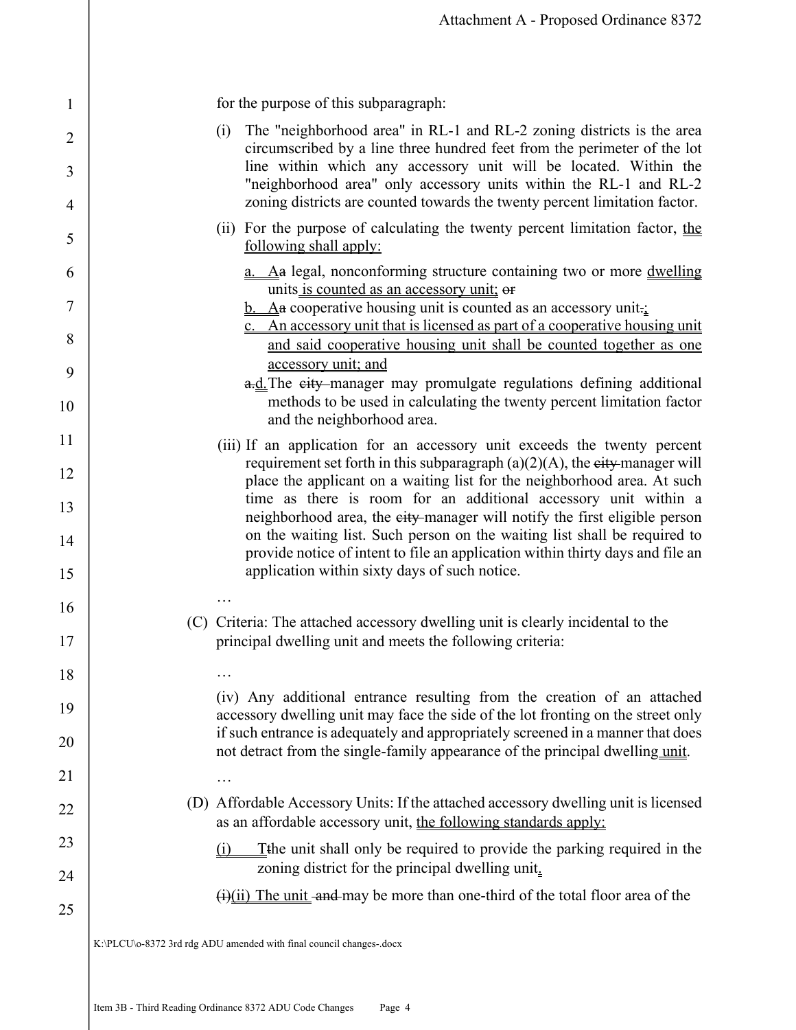for the purpose of this subparagraph:

(i) The "neighborhood area" in RL-1 and RL-2 zoning districts is the area circumscribed by a line three hundred feet from the perimeter of the lot line within which any accessory unit will be located. Within the "neighborhood area" only accessory units within the RL-1 and RL-2 zoning districts are counted towards the twenty percent limitation factor.

(ii) For the purpose of calculating the twenty percent limitation factor, <u>the following shall apply:</u>

<u>a.</u> <u>A</u>~~a~~ legal, nonconforming structure containing two or more <u>dwelling</u> units <u>is counted as an accessory unit;</u> ~~or~~

<u>b.</u> <u>A</u>~~a~~ cooperative housing unit is counted as an accessory unit~~.~~<u>;</u>

<u>c. An accessory unit that is licensed as part of a cooperative housing unit and said cooperative housing unit shall be counted together as one accessory unit; and</u>

~~a.~~<u>d.</u> The ~~city~~ manager may promulgate regulations defining additional methods to be used in calculating the twenty percent limitation factor and the neighborhood area.

(iii) If an application for an accessory unit exceeds the twenty percent requirement set forth in this subparagraph (a)(2)(A), the ~~city~~ manager will place the applicant on a waiting list for the neighborhood area. At such time as there is room for an additional accessory unit within a neighborhood area, the ~~city~~ manager will notify the first eligible person on the waiting list. Such person on the waiting list shall be required to provide notice of intent to file an application within thirty days and file an application within sixty days of such notice.

…

(C) Criteria: The attached accessory dwelling unit is clearly incidental to the principal dwelling unit and meets the following criteria:

…

(iv) Any additional entrance resulting from the creation of an attached accessory dwelling unit may face the side of the lot fronting on the street only if such entrance is adequately and appropriately screened in a manner that does not detract from the single-family appearance of the principal dwelling <u>unit</u>.

…

(D) Affordable Accessory Units: If the attached accessory dwelling unit is licensed as an affordable accessory unit, <u>the following standards apply:</u>

<u>(i)</u> <u>T</u>~~t~~he unit shall only be required to provide the parking required in the zoning district for the principal dwelling unit<u>.</u>

~~(i)~~<u>(ii) The unit</u> ~~and~~ may be more than one-third of the total floor area of the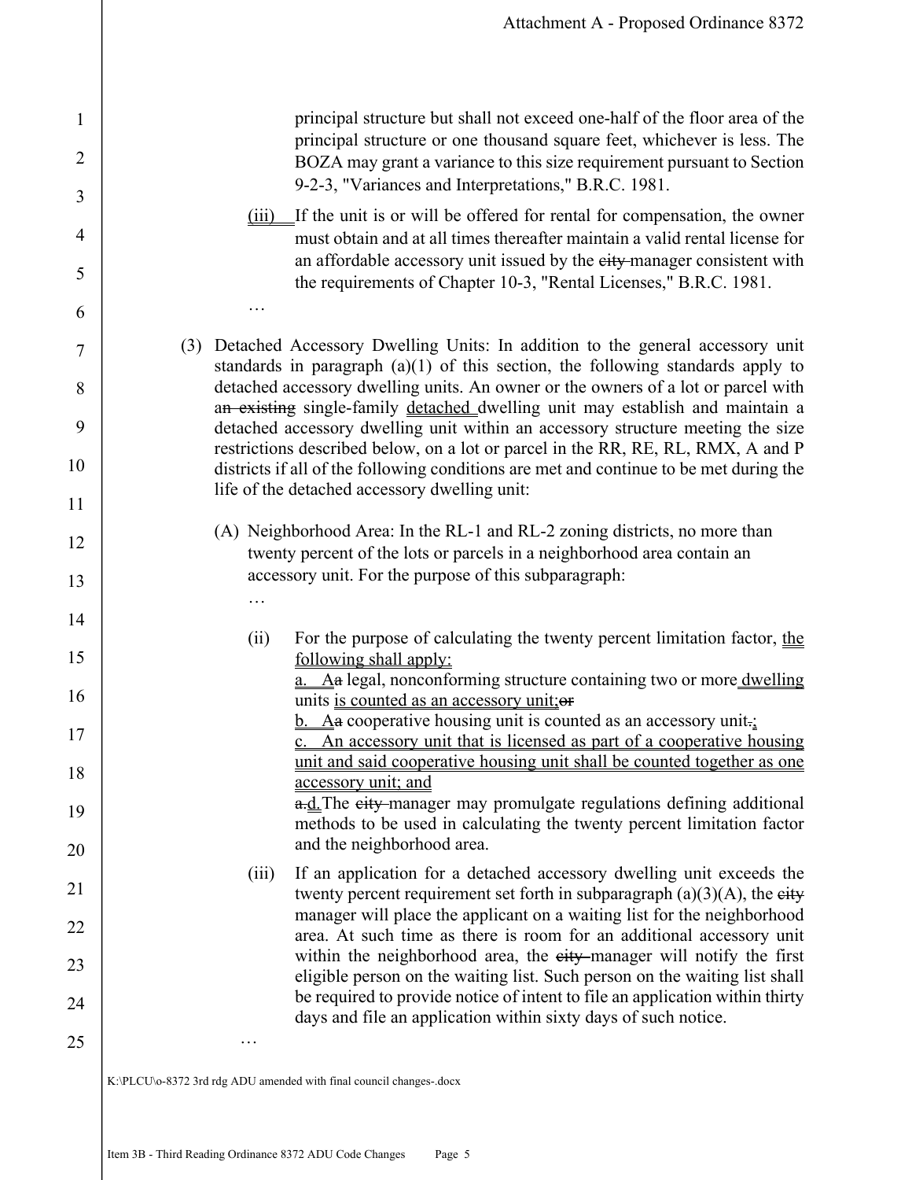principal structure but shall not exceed one-half of the floor area of the principal structure or one thousand square feet, whichever is less. The BOZA may grant a variance to this size requirement pursuant to Section 9-2-3, "Variances and Interpretations," B.R.C. 1981.

(iii) If the unit is or will be offered for rental for compensation, the owner must obtain and at all times thereafter maintain a valid rental license for an affordable accessory unit issued by the ~~city~~ manager consistent with the requirements of Chapter 10-3, "Rental Licenses," B.R.C. 1981.

…

(3) Detached Accessory Dwelling Units: In addition to the general accessory unit standards in paragraph (a)(1) of this section, the following standards apply to detached accessory dwelling units. An owner or the owners of a lot or parcel with a~~n existing~~ single-family detached dwelling unit may establish and maintain a detached accessory dwelling unit within an accessory structure meeting the size restrictions described below, on a lot or parcel in the RR, RE, RL, RMX, A and P districts if all of the following conditions are met and continue to be met during the life of the detached accessory dwelling unit:

(A) Neighborhood Area: In the RL-1 and RL-2 zoning districts, no more than twenty percent of the lots or parcels in a neighborhood area contain an accessory unit. For the purpose of this subparagraph:

…

(ii) For the purpose of calculating the twenty percent limitation factor, the following shall apply:
a. A~~a~~ legal, nonconforming structure containing two or more dwelling units is counted as an accessory unit;~~or~~
b. A~~a~~ cooperative housing unit is counted as an accessory unit~~.~~;
c. An accessory unit that is licensed as part of a cooperative housing unit and said cooperative housing unit shall be counted together as one accessory unit; and
~~a.~~d. The ~~city~~ manager may promulgate regulations defining additional methods to be used in calculating the twenty percent limitation factor and the neighborhood area.

(iii) If an application for a detached accessory dwelling unit exceeds the twenty percent requirement set forth in subparagraph (a)(3)(A), the ~~city~~ manager will place the applicant on a waiting list for the neighborhood area. At such time as there is room for an additional accessory unit within the neighborhood area, the ~~city~~ manager will notify the first eligible person on the waiting list. Such person on the waiting list shall be required to provide notice of intent to file an application within thirty days and file an application within sixty days of such notice.

…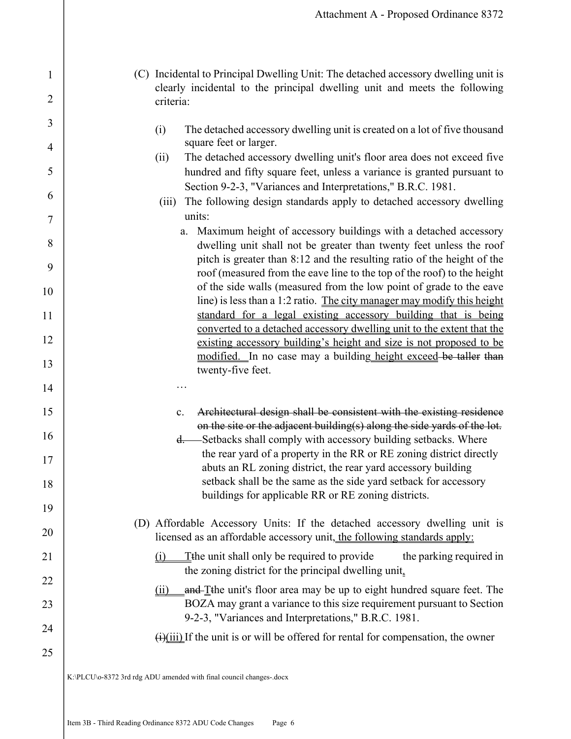(C) Incidental to Principal Dwelling Unit: The detached accessory dwelling unit is clearly incidental to the principal dwelling unit and meets the following criteria:

(i) The detached accessory dwelling unit is created on a lot of five thousand square feet or larger.

(ii) The detached accessory dwelling unit's floor area does not exceed five hundred and fifty square feet, unless a variance is granted pursuant to Section 9-2-3, "Variances and Interpretations," B.R.C. 1981.

(iii) The following design standards apply to detached accessory dwelling units:

a. Maximum height of accessory buildings with a detached accessory dwelling unit shall not be greater than twenty feet unless the roof pitch is greater than 8:12 and the resulting ratio of the height of the roof (measured from the eave line to the top of the roof) to the height of the side walls (measured from the low point of grade to the eave line) is less than a 1:2 ratio. <u>The city manager may modify this height standard for a legal existing accessory building that is being converted to a detached accessory dwelling unit to the extent that the existing accessory building's height and size is not proposed to be modified.</u> In no case may a building <u>height exceed</u> ~~be taller~~ ~~than~~ twenty-five feet.

…

c. ~~Architectural design shall be consistent with the existing residence on the site or the adjacent building(s) along the side yards of the lot.~~

~~d.~~ Setbacks shall comply with accessory building setbacks. Where the rear yard of a property in the RR or RE zoning district directly abuts an RL zoning district, the rear yard accessory building setback shall be the same as the side yard setback for accessory buildings for applicable RR or RE zoning districts.

(D) Affordable Accessory Units: If the detached accessory dwelling unit is licensed as an affordable accessory unit<u>, the following standards apply:</u>

<u>(i)</u> <u>T</u>~~t~~he unit shall only be required to provide the parking required in the zoning district for the principal dwelling unit<u>.</u>

<u>(ii)</u> ~~and~~ <u>T</u>~~t~~he unit's floor area may be up to eight hundred square feet. The BOZA may grant a variance to this size requirement pursuant to Section 9-2-3, "Variances and Interpretations," B.R.C. 1981.

~~(i)~~<u>(iii)</u> If the unit is or will be offered for rental for compensation, the owner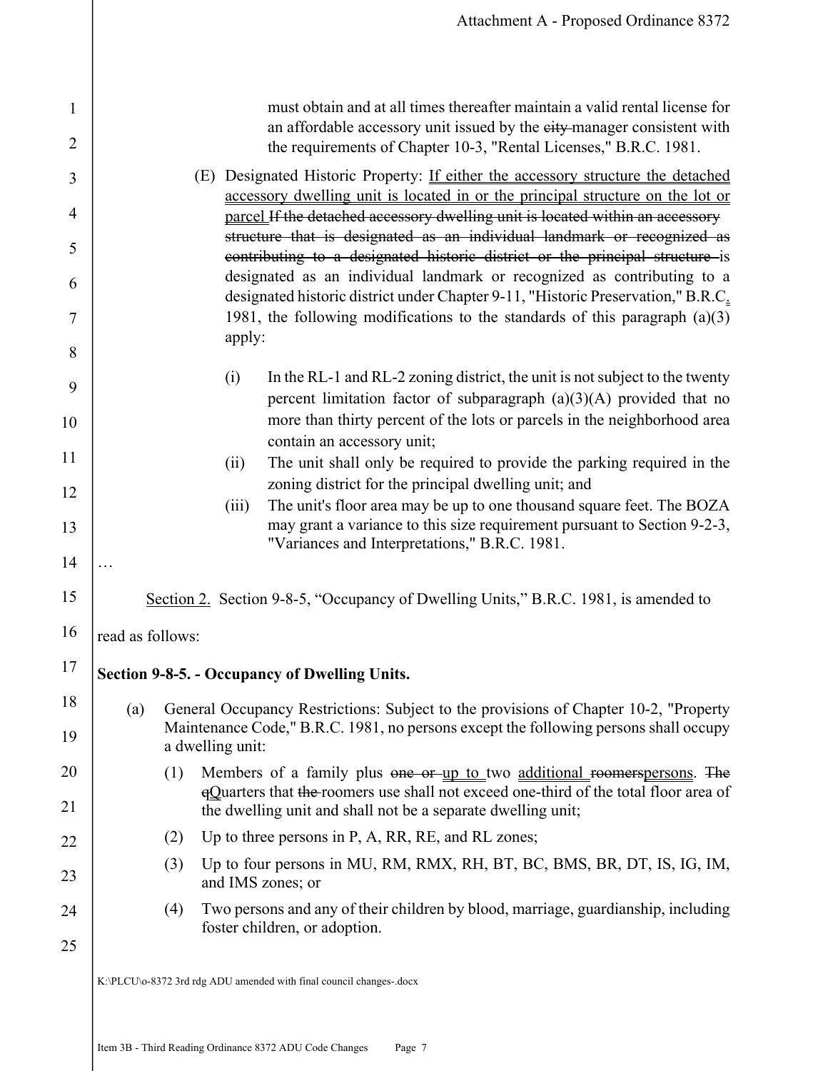must obtain and at all times thereafter maintain a valid rental license for an affordable accessory unit issued by the ~~city~~ manager consistent with the requirements of Chapter 10-3, "Rental Licenses," B.R.C. 1981.

(E) Designated Historic Property: <u>If either the accessory structure the detached accessory dwelling unit is located in or the principal structure on the lot or parcel</u> ~~If the detached accessory dwelling unit is located within an accessory structure that is designated as an individual landmark or recognized as contributing to a designated historic district or the principal structure~~ is designated as an individual landmark or recognized as contributing to a designated historic district under Chapter 9-11, "Historic Preservation," B.R.C<u>.</u> 1981, the following modifications to the standards of this paragraph (a)(3) apply:

(i) In the RL-1 and RL-2 zoning district, the unit is not subject to the twenty percent limitation factor of subparagraph (a)(3)(A) provided that no more than thirty percent of the lots or parcels in the neighborhood area contain an accessory unit;

(ii) The unit shall only be required to provide the parking required in the zoning district for the principal dwelling unit; and

(iii) The unit's floor area may be up to one thousand square feet. The BOZA may grant a variance to this size requirement pursuant to Section 9-2-3, "Variances and Interpretations," B.R.C. 1981.

…

<u>Section 2.</u> Section 9-8-5, "Occupancy of Dwelling Units," B.R.C. 1981, is amended to read as follows:

**Section 9-8-5. - Occupancy of Dwelling Units.**

(a) General Occupancy Restrictions: Subject to the provisions of Chapter 10-2, "Property Maintenance Code," B.R.C. 1981, no persons except the following persons shall occupy a dwelling unit:

(1) Members of a family plus ~~one or~~ <u>up to</u> two <u>additional</u> ~~roomers~~<u>persons</u>. ~~The q~~<u>Q</u>uarters that ~~the~~ roomers use shall not exceed one-third of the total floor area of the dwelling unit and shall not be a separate dwelling unit;

(2) Up to three persons in P, A, RR, RE, and RL zones;

(3) Up to four persons in MU, RM, RMX, RH, BT, BC, BMS, BR, DT, IS, IG, IM, and IMS zones; or

(4) Two persons and any of their children by blood, marriage, guardianship, including foster children, or adoption.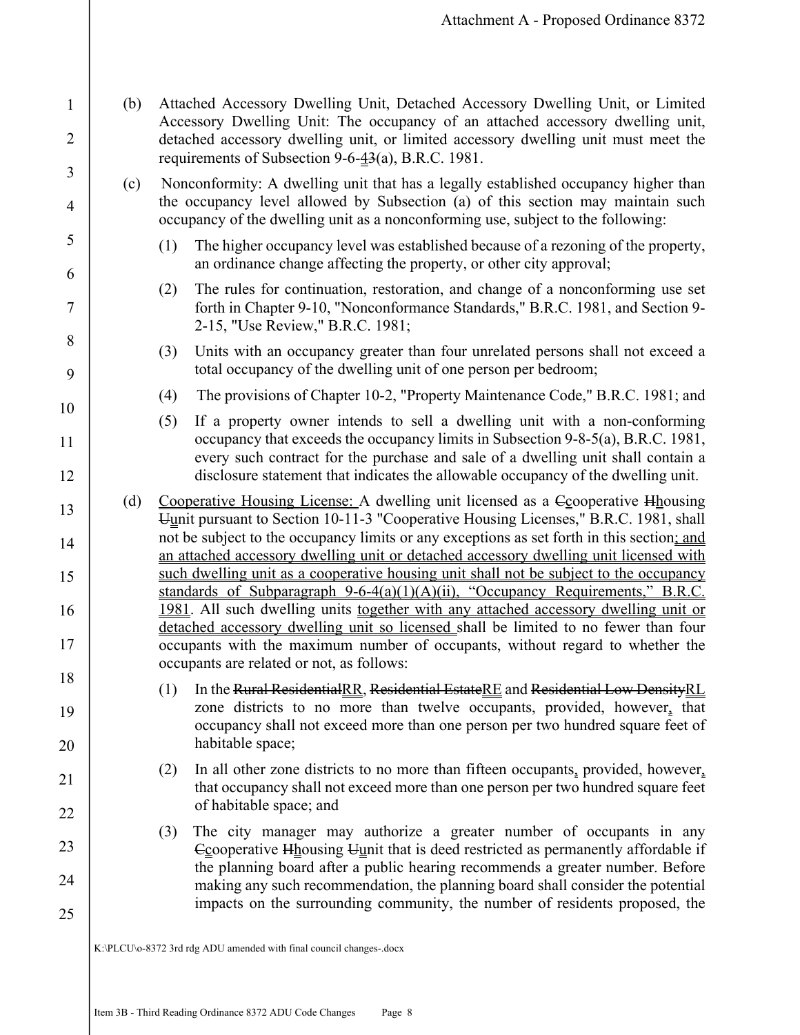(b) Attached Accessory Dwelling Unit, Detached Accessory Dwelling Unit, or Limited Accessory Dwelling Unit: The occupancy of an attached accessory dwelling unit, detached accessory dwelling unit, or limited accessory dwelling unit must meet the requirements of Subsection 9-6-~~3~~4(a), B.R.C. 1981.

(c) Nonconformity: A dwelling unit that has a legally established occupancy higher than the occupancy level allowed by Subsection (a) of this section may maintain such occupancy of the dwelling unit as a nonconforming use, subject to the following:

(1) The higher occupancy level was established because of a rezoning of the property, an ordinance change affecting the property, or other city approval;

(2) The rules for continuation, restoration, and change of a nonconforming use set forth in Chapter 9-10, "Nonconformance Standards," B.R.C. 1981, and Section 9-2-15, "Use Review," B.R.C. 1981;

(3) Units with an occupancy greater than four unrelated persons shall not exceed a total occupancy of the dwelling unit of one person per bedroom;

(4) The provisions of Chapter 10-2, "Property Maintenance Code," B.R.C. 1981; and

(5) If a property owner intends to sell a dwelling unit with a non-conforming occupancy that exceeds the occupancy limits in Subsection 9-8-5(a), B.R.C. 1981, every such contract for the purchase and sale of a dwelling unit shall contain a disclosure statement that indicates the allowable occupancy of the dwelling unit.

(d) Cooperative Housing License: A dwelling unit licensed as a ~~C~~cooperative ~~H~~housing ~~U~~unit pursuant to Section 10-11-3 "Cooperative Housing Licenses," B.R.C. 1981, shall not be subject to the occupancy limits or any exceptions as set forth in this section; and an attached accessory dwelling unit or detached accessory dwelling unit licensed with such dwelling unit as a cooperative housing unit shall not be subject to the occupancy standards of Subparagraph 9-6-4(a)(1)(A)(ii), "Occupancy Requirements," B.R.C. 1981. All such dwelling units together with any attached accessory dwelling unit or detached accessory dwelling unit so licensed shall be limited to no fewer than four occupants with the maximum number of occupants, without regard to whether the occupants are related or not, as follows:

(1) In the ~~Rural Residential~~RR, ~~Residential Estate~~RE and ~~Residential Low Density~~RL zone districts to no more than twelve occupants, provided, however, that occupancy shall not exceed more than one person per two hundred square feet of habitable space;

(2) In all other zone districts to no more than fifteen occupants, provided, however, that occupancy shall not exceed more than one person per two hundred square feet of habitable space; and

(3) The city manager may authorize a greater number of occupants in any ~~C~~cooperative ~~H~~housing ~~U~~unit that is deed restricted as permanently affordable if the planning board after a public hearing recommends a greater number. Before making any such recommendation, the planning board shall consider the potential impacts on the surrounding community, the number of residents proposed, the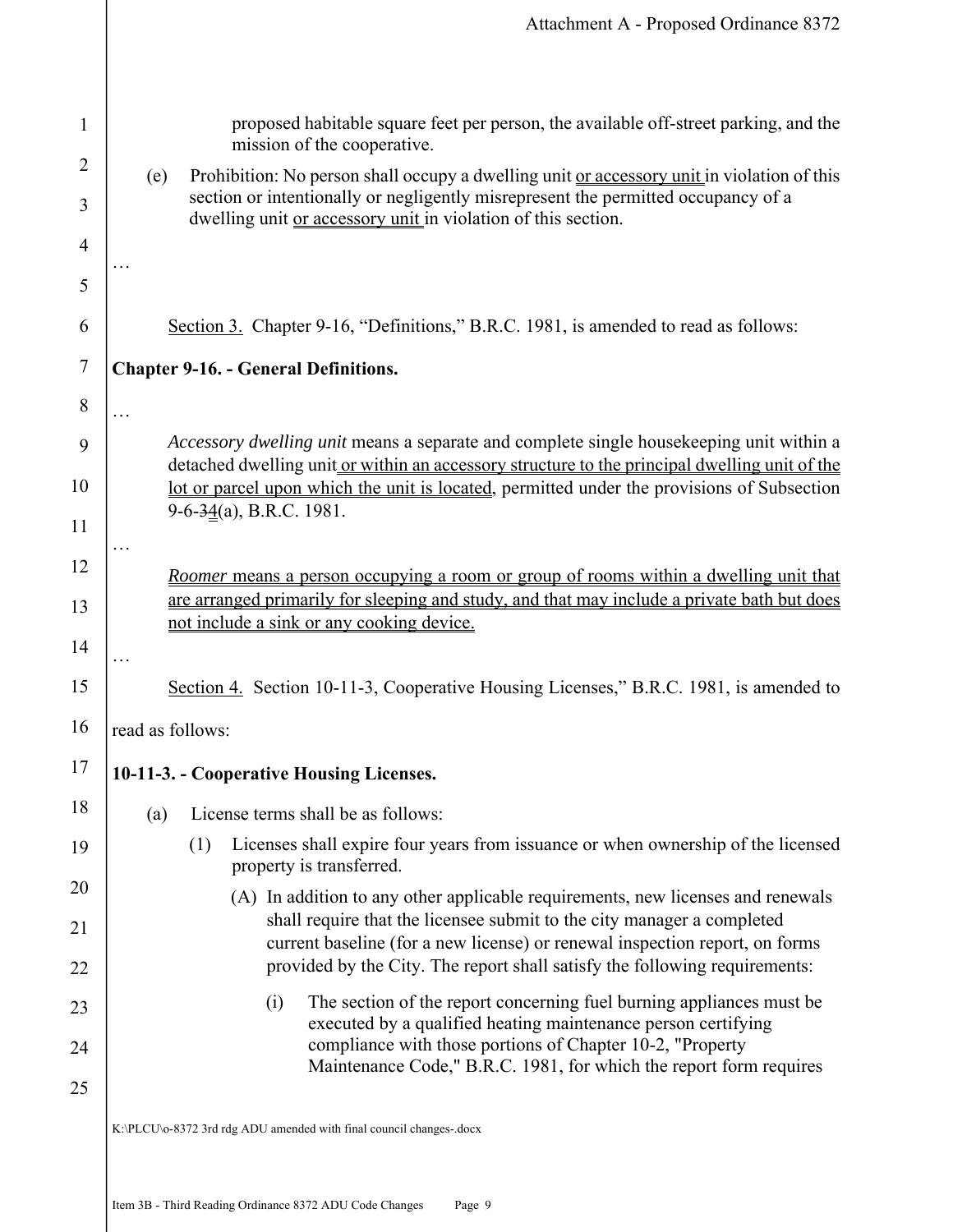proposed habitable square feet per person, the available off-street parking, and the mission of the cooperative.

(e) Prohibition: No person shall occupy a dwelling unit or accessory unit in violation of this section or intentionally or negligently misrepresent the permitted occupancy of a dwelling unit or accessory unit in violation of this section.

…

Section 3. Chapter 9-16, "Definitions," B.R.C. 1981, is amended to read as follows:

**Chapter 9-16. - General Definitions.**

…

*Accessory dwelling unit* means a separate and complete single housekeeping unit within a detached dwelling unit or within an accessory structure to the principal dwelling unit of the lot or parcel upon which the unit is located, permitted under the provisions of Subsection 9-6-~~3~~4(a), B.R.C. 1981.

…

*Roomer* means a person occupying a room or group of rooms within a dwelling unit that are arranged primarily for sleeping and study, and that may include a private bath but does not include a sink or any cooking device.

…

Section 4. Section 10-11-3, Cooperative Housing Licenses," B.R.C. 1981, is amended to read as follows:

**10-11-3. - Cooperative Housing Licenses.**

(a) License terms shall be as follows:

(1) Licenses shall expire four years from issuance or when ownership of the licensed property is transferred.

(A) In addition to any other applicable requirements, new licenses and renewals shall require that the licensee submit to the city manager a completed current baseline (for a new license) or renewal inspection report, on forms provided by the City. The report shall satisfy the following requirements:

(i) The section of the report concerning fuel burning appliances must be executed by a qualified heating maintenance person certifying compliance with those portions of Chapter 10-2, "Property Maintenance Code," B.R.C. 1981, for which the report form requires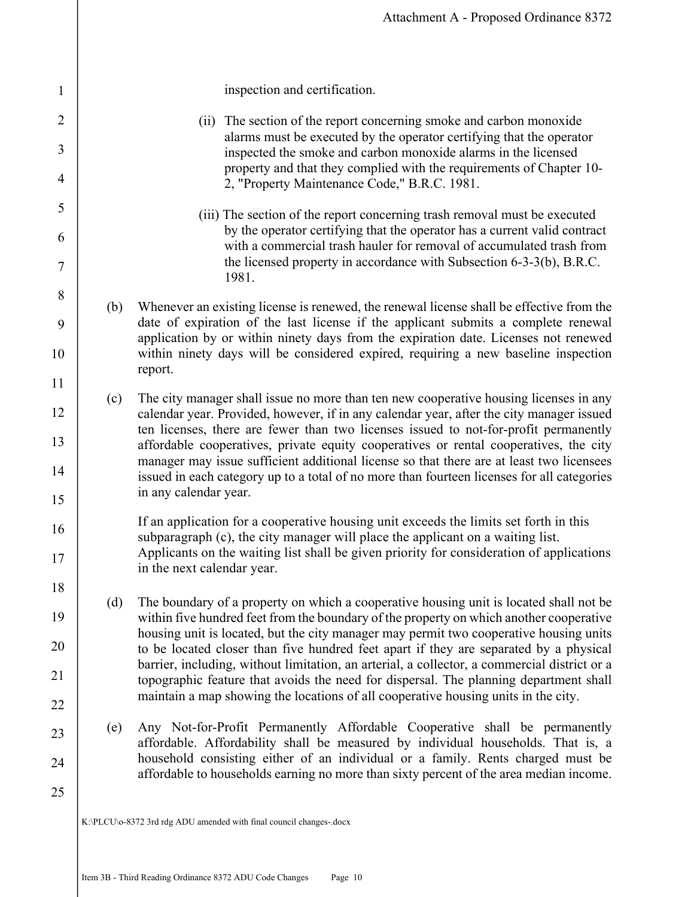inspection and certification.

(ii) The section of the report concerning smoke and carbon monoxide alarms must be executed by the operator certifying that the operator inspected the smoke and carbon monoxide alarms in the licensed property and that they complied with the requirements of Chapter 10-2, "Property Maintenance Code," B.R.C. 1981.

(iii) The section of the report concerning trash removal must be executed by the operator certifying that the operator has a current valid contract with a commercial trash hauler for removal of accumulated trash from the licensed property in accordance with Subsection 6-3-3(b), B.R.C. 1981.

(b) Whenever an existing license is renewed, the renewal license shall be effective from the date of expiration of the last license if the applicant submits a complete renewal application by or within ninety days from the expiration date. Licenses not renewed within ninety days will be considered expired, requiring a new baseline inspection report.

(c) The city manager shall issue no more than ten new cooperative housing licenses in any calendar year. Provided, however, if in any calendar year, after the city manager issued ten licenses, there are fewer than two licenses issued to not-for-profit permanently affordable cooperatives, private equity cooperatives or rental cooperatives, the city manager may issue sufficient additional license so that there are at least two licensees issued in each category up to a total of no more than fourteen licenses for all categories in any calendar year.

If an application for a cooperative housing unit exceeds the limits set forth in this subparagraph (c), the city manager will place the applicant on a waiting list. Applicants on the waiting list shall be given priority for consideration of applications in the next calendar year.

(d) The boundary of a property on which a cooperative housing unit is located shall not be within five hundred feet from the boundary of the property on which another cooperative housing unit is located, but the city manager may permit two cooperative housing units to be located closer than five hundred feet apart if they are separated by a physical barrier, including, without limitation, an arterial, a collector, a commercial district or a topographic feature that avoids the need for dispersal. The planning department shall maintain a map showing the locations of all cooperative housing units in the city.

(e) Any Not-for-Profit Permanently Affordable Cooperative shall be permanently affordable. Affordability shall be measured by individual households. That is, a household consisting either of an individual or a family. Rents charged must be affordable to households earning no more than sixty percent of the area median income.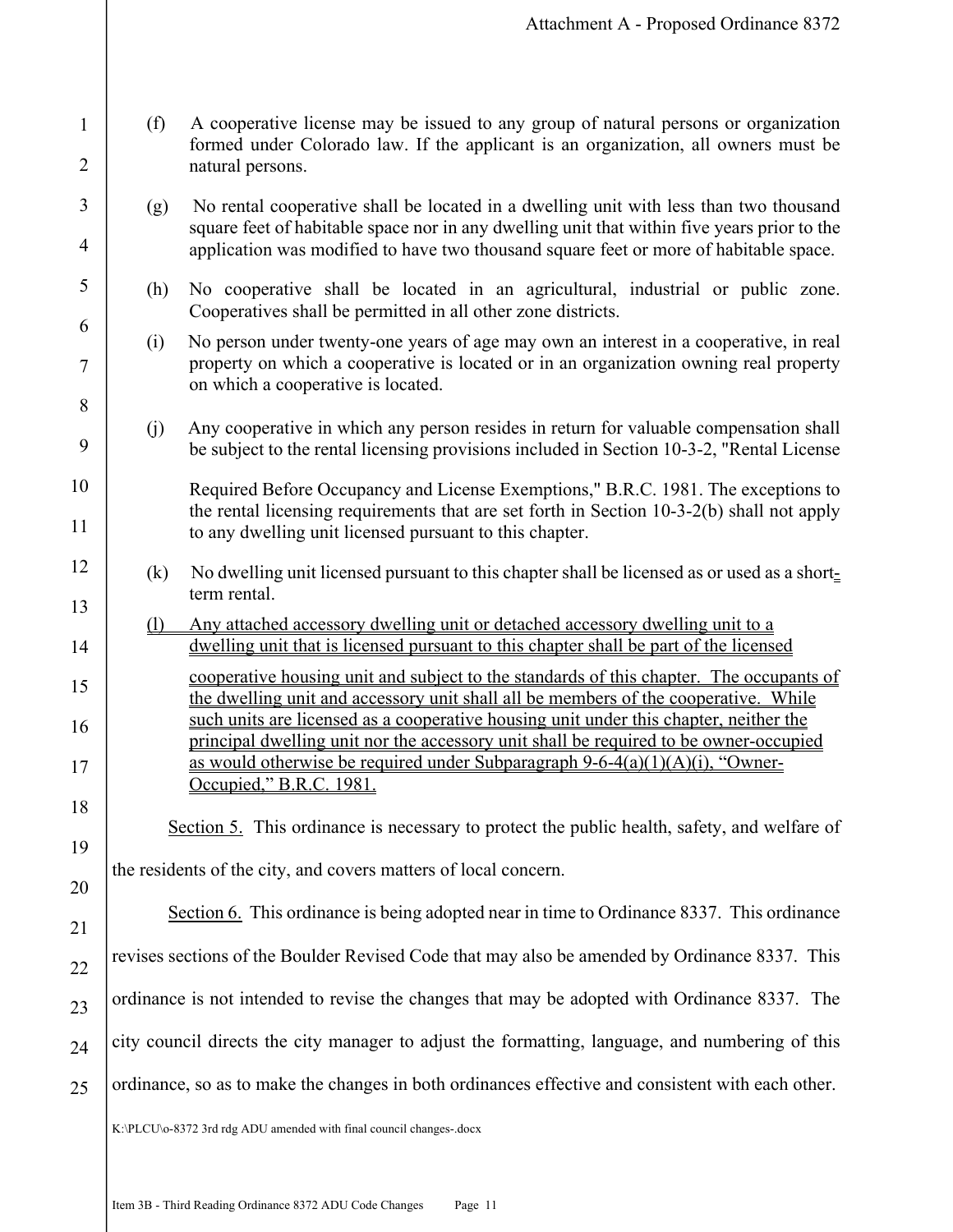(f) A cooperative license may be issued to any group of natural persons or organization formed under Colorado law. If the applicant is an organization, all owners must be natural persons.

(g) No rental cooperative shall be located in a dwelling unit with less than two thousand square feet of habitable space nor in any dwelling unit that within five years prior to the application was modified to have two thousand square feet or more of habitable space.

(h) No cooperative shall be located in an agricultural, industrial or public zone. Cooperatives shall be permitted in all other zone districts.

(i) No person under twenty-one years of age may own an interest in a cooperative, in real property on which a cooperative is located or in an organization owning real property on which a cooperative is located.

(j) Any cooperative in which any person resides in return for valuable compensation shall be subject to the rental licensing provisions included in Section 10-3-2, "Rental License Required Before Occupancy and License Exemptions," B.R.C. 1981. The exceptions to the rental licensing requirements that are set forth in Section 10-3-2(b) shall not apply to any dwelling unit licensed pursuant to this chapter.

(k) No dwelling unit licensed pursuant to this chapter shall be licensed as or used as a short-term rental.

(l) Any attached accessory dwelling unit or detached accessory dwelling unit to a dwelling unit that is licensed pursuant to this chapter shall be part of the licensed cooperative housing unit and subject to the standards of this chapter. The occupants of the dwelling unit and accessory unit shall all be members of the cooperative. While such units are licensed as a cooperative housing unit under this chapter, neither the principal dwelling unit nor the accessory unit shall be required to be owner-occupied as would otherwise be required under Subparagraph 9-6-4(a)(1)(A)(i), "Owner-Occupied," B.R.C. 1981.

Section 5. This ordinance is necessary to protect the public health, safety, and welfare of the residents of the city, and covers matters of local concern.

Section 6. This ordinance is being adopted near in time to Ordinance 8337. This ordinance revises sections of the Boulder Revised Code that may also be amended by Ordinance 8337. This ordinance is not intended to revise the changes that may be adopted with Ordinance 8337. The city council directs the city manager to adjust the formatting, language, and numbering of this ordinance, so as to make the changes in both ordinances effective and consistent with each other.

K:\PLCU\o-8372 3rd rdg ADU amended with final council changes-.docx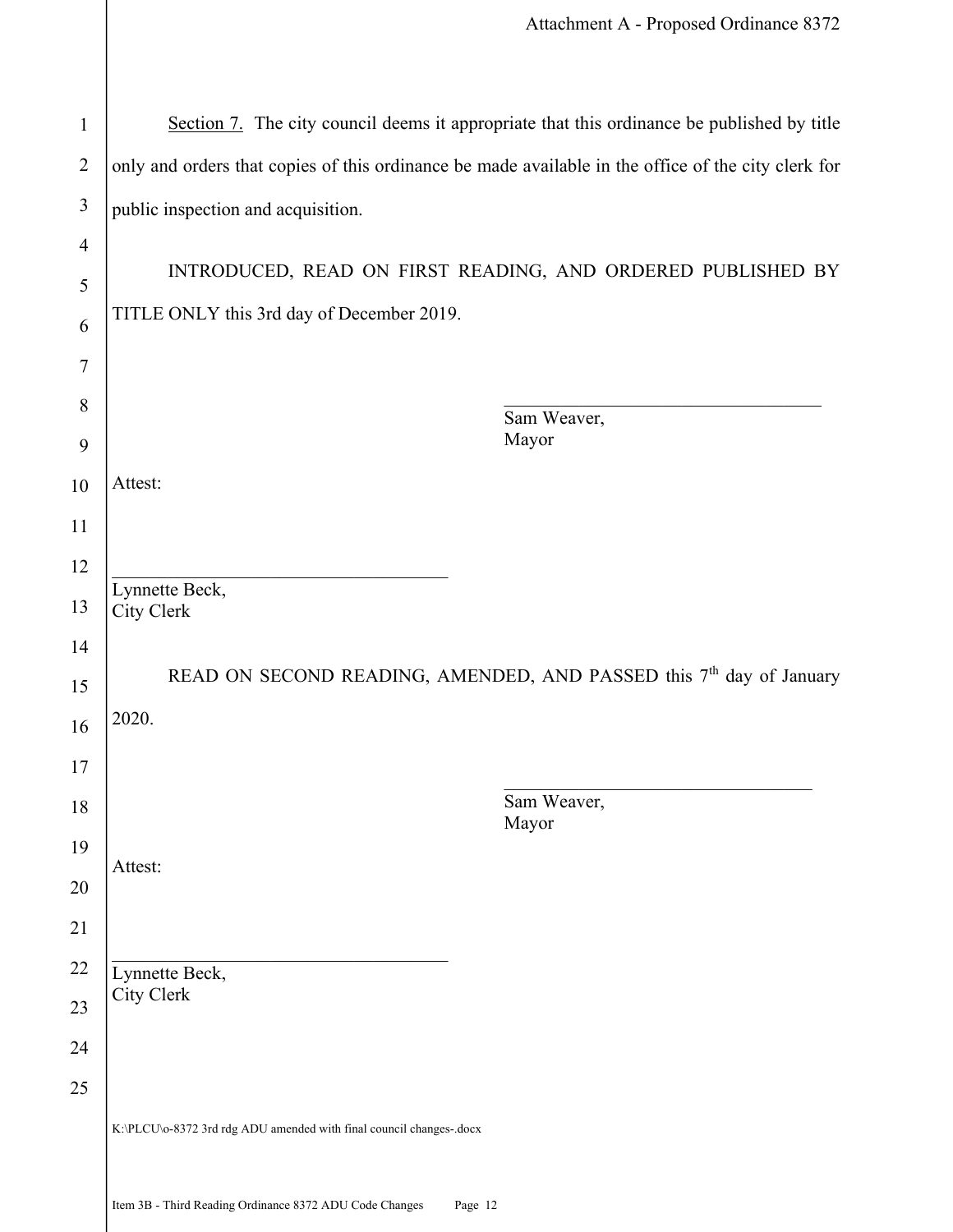Section 7. The city council deems it appropriate that this ordinance be published by title only and orders that copies of this ordinance be made available in the office of the city clerk for public inspection and acquisition.

INTRODUCED, READ ON FIRST READING, AND ORDERED PUBLISHED BY TITLE ONLY this 3rd day of December 2019.

\_\_\_\_\_\_\_\_\_\_\_\_\_\_\_\_\_\_\_\_\_\_\_\_\_\_\_\_\_\_\_\_\_\_
Sam Weaver,
Mayor

Attest:

\_\_\_\_\_\_\_\_\_\_\_\_\_\_\_\_\_\_\_\_\_\_\_\_\_\_\_\_\_\_\_\_\_\_
Lynnette Beck,
City Clerk

READ ON SECOND READING, AMENDED, AND PASSED this 7th day of January 2020.

\_\_\_\_\_\_\_\_\_\_\_\_\_\_\_\_\_\_\_\_\_\_\_\_\_\_\_\_\_\_\_\_\_\_
Sam Weaver,
Mayor

Attest:

\_\_\_\_\_\_\_\_\_\_\_\_\_\_\_\_\_\_\_\_\_\_\_\_\_\_\_\_\_\_\_\_\_\_
Lynnette Beck,
City Clerk

K:\PLCU\o-8372 3rd rdg ADU amended with final council changes-.docx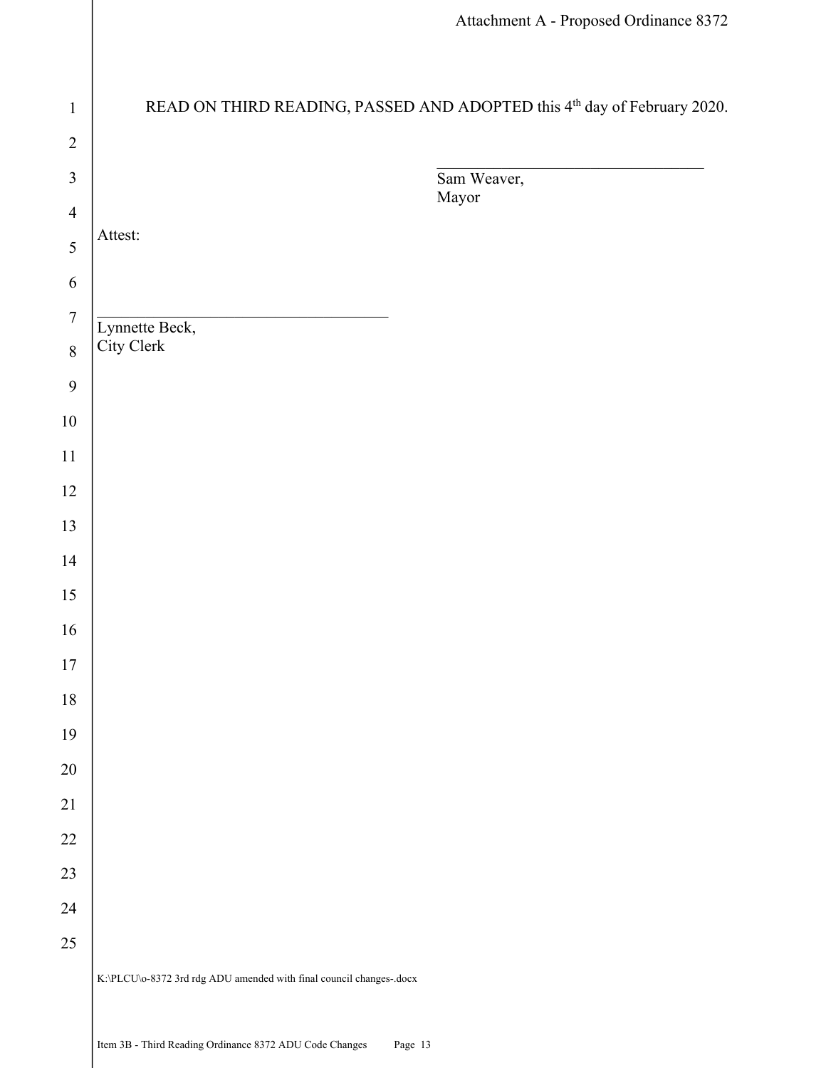READ ON THIRD READING, PASSED AND ADOPTED this 4th day of February 2020.

\_\_\_\_\_\_\_\_\_\_\_\_\_\_\_\_\_\_\_\_\_\_\_\_\_\_\_\_\_\_\_\_\_\_\_\_

Sam Weaver,
Mayor

Attest:

\_\_\_\_\_\_\_\_\_\_\_\_\_\_\_\_\_\_\_\_\_\_\_\_\_\_\_\_\_\_\_\_\_\_\_\_

Lynnette Beck,
City Clerk

K:\PLCU\o-8372 3rd rdg ADU amended with final council changes-.docx